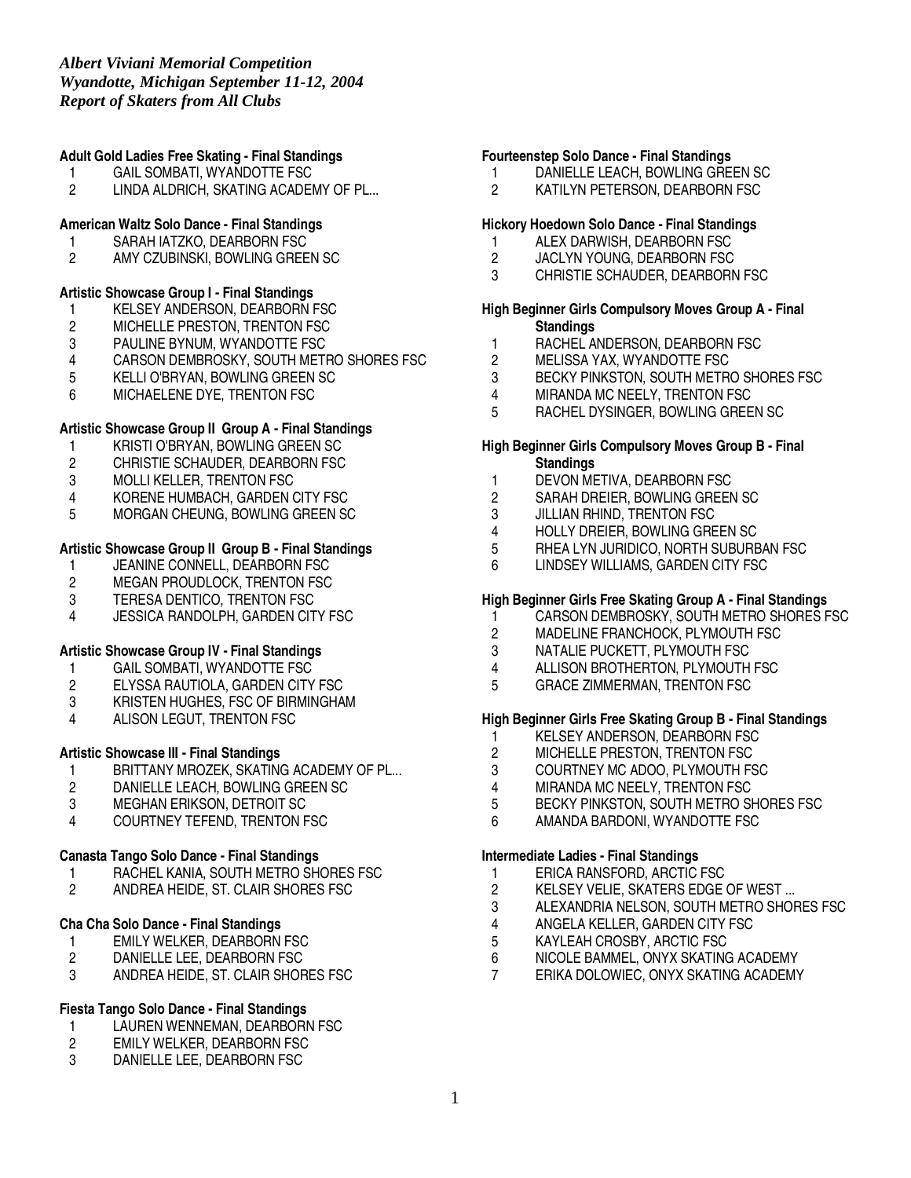*Albert Viviani Memorial Competition*
*Wyandotte, Michigan September 11-12, 2004*
*Report of Skaters from All Clubs*

**Adult Gold Ladies Free Skating - Final Standings**

1. GAIL SOMBATI, WYANDOTTE FSC
2. LINDA ALDRICH, SKATING ACADEMY OF PL...

**American Waltz Solo Dance - Final Standings**

1. SARAH IATZKO, DEARBORN FSC
2. AMY CZUBINSKI, BOWLING GREEN SC

**Artistic Showcase Group I - Final Standings**

1. KELSEY ANDERSON, DEARBORN FSC
2. MICHELLE PRESTON, TRENTON FSC
3. PAULINE BYNUM, WYANDOTTE FSC
4. CARSON DEMBROSKY, SOUTH METRO SHORES FSC
5. KELLI O'BRYAN, BOWLING GREEN SC
6. MICHAELENE DYE, TRENTON FSC

**Artistic Showcase Group II Group A - Final Standings**

1. KRISTI O'BRYAN, BOWLING GREEN SC
2. CHRISTIE SCHAUDER, DEARBORN FSC
3. MOLLI KELLER, TRENTON FSC
4. KORENE HUMBACH, GARDEN CITY FSC
5. MORGAN CHEUNG, BOWLING GREEN SC

**Artistic Showcase Group II Group B - Final Standings**

1. JEANINE CONNELL, DEARBORN FSC
2. MEGAN PROUDLOCK, TRENTON FSC
3. TERESA DENTICO, TRENTON FSC
4. JESSICA RANDOLPH, GARDEN CITY FSC

**Artistic Showcase Group IV - Final Standings**

1. GAIL SOMBATI, WYANDOTTE FSC
2. ELYSSA RAUTIOLA, GARDEN CITY FSC
3. KRISTEN HUGHES, FSC OF BIRMINGHAM
4. ALISON LEGUT, TRENTON FSC

**Artistic Showcase III - Final Standings**

1. BRITTANY MROZEK, SKATING ACADEMY OF PL...
2. DANIELLE LEACH, BOWLING GREEN SC
3. MEGHAN ERIKSON, DETROIT SC
4. COURTNEY TEFEND, TRENTON FSC

**Canasta Tango Solo Dance - Final Standings**

1. RACHEL KANIA, SOUTH METRO SHORES FSC
2. ANDREA HEIDE, ST. CLAIR SHORES FSC

**Cha Cha Solo Dance - Final Standings**

1. EMILY WELKER, DEARBORN FSC
2. DANIELLE LEE, DEARBORN FSC
3. ANDREA HEIDE, ST. CLAIR SHORES FSC

**Fiesta Tango Solo Dance - Final Standings**

1. LAUREN WENNEMAN, DEARBORN FSC
2. EMILY WELKER, DEARBORN FSC
3. DANIELLE LEE, DEARBORN FSC

**Fourteenstep Solo Dance - Final Standings**

1. DANIELLE LEACH, BOWLING GREEN SC
2. KATILYN PETERSON, DEARBORN FSC

**Hickory Hoedown Solo Dance - Final Standings**

1. ALEX DARWISH, DEARBORN FSC
2. JACLYN YOUNG, DEARBORN FSC
3. CHRISTIE SCHAUDER, DEARBORN FSC

**High Beginner Girls Compulsory Moves Group A - Final Standings**

1. RACHEL ANDERSON, DEARBORN FSC
2. MELISSA YAX, WYANDOTTE FSC
3. BECKY PINKSTON, SOUTH METRO SHORES FSC
4. MIRANDA MC NEELY, TRENTON FSC
5. RACHEL DYSINGER, BOWLING GREEN SC

**High Beginner Girls Compulsory Moves Group B - Final Standings**

1. DEVON METIVA, DEARBORN FSC
2. SARAH DREIER, BOWLING GREEN SC
3. JILLIAN RHIND, TRENTON FSC
4. HOLLY DREIER, BOWLING GREEN SC
5. RHEA LYN JURIDICO, NORTH SUBURBAN FSC
6. LINDSEY WILLIAMS, GARDEN CITY FSC

**High Beginner Girls Free Skating Group A - Final Standings**

1. CARSON DEMBROSKY, SOUTH METRO SHORES FSC
2. MADELINE FRANCHOCK, PLYMOUTH FSC
3. NATALIE PUCKETT, PLYMOUTH FSC
4. ALLISON BROTHERTON, PLYMOUTH FSC
5. GRACE ZIMMERMAN, TRENTON FSC

**High Beginner Girls Free Skating Group B - Final Standings**

1. KELSEY ANDERSON, DEARBORN FSC
2. MICHELLE PRESTON, TRENTON FSC
3. COURTNEY MC ADOO, PLYMOUTH FSC
4. MIRANDA MC NEELY, TRENTON FSC
5. BECKY PINKSTON, SOUTH METRO SHORES FSC
6. AMANDA BARDONI, WYANDOTTE FSC

**Intermediate Ladies - Final Standings**

1. ERICA RANSFORD, ARCTIC FSC
2. KELSEY VELIE, SKATERS EDGE OF WEST ...
3. ALEXANDRIA NELSON, SOUTH METRO SHORES FSC
4. ANGELA KELLER, GARDEN CITY FSC
5. KAYLEAH CROSBY, ARCTIC FSC
6. NICOLE BAMMEL, ONYX SKATING ACADEMY
7. ERIKA DOLOWIEC, ONYX SKATING ACADEMY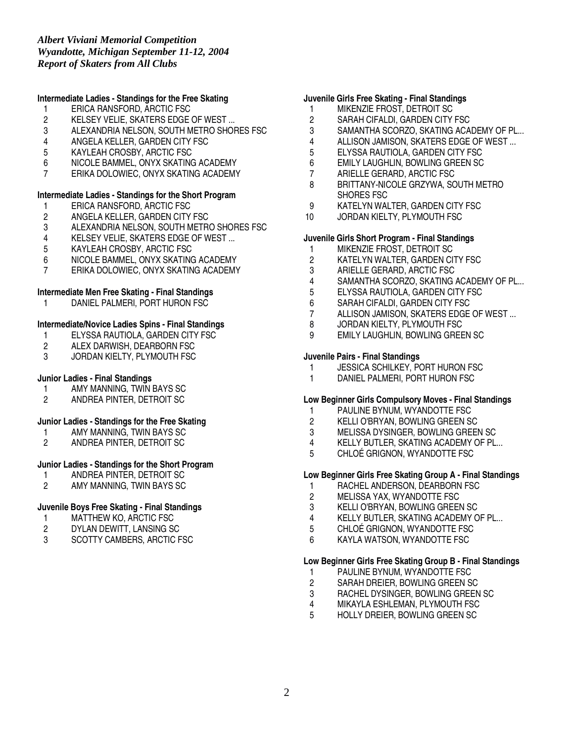*Albert Viviani Memorial Competition*
*Wyandotte, Michigan September 11-12, 2004*
*Report of Skaters from All Clubs*

**Intermediate Ladies - Standings for the Free Skating**

1. ERICA RANSFORD, ARCTIC FSC
2. KELSEY VELIE, SKATERS EDGE OF WEST ...
3. ALEXANDRIA NELSON, SOUTH METRO SHORES FSC
4. ANGELA KELLER, GARDEN CITY FSC
5. KAYLEAH CROSBY, ARCTIC FSC
6. NICOLE BAMMEL, ONYX SKATING ACADEMY
7. ERIKA DOLOWIEC, ONYX SKATING ACADEMY

**Intermediate Ladies - Standings for the Short Program**

1. ERICA RANSFORD, ARCTIC FSC
2. ANGELA KELLER, GARDEN CITY FSC
3. ALEXANDRIA NELSON, SOUTH METRO SHORES FSC
4. KELSEY VELIE, SKATERS EDGE OF WEST ...
5. KAYLEAH CROSBY, ARCTIC FSC
6. NICOLE BAMMEL, ONYX SKATING ACADEMY
7. ERIKA DOLOWIEC, ONYX SKATING ACADEMY

**Intermediate Men Free Skating - Final Standings**

1. DANIEL PALMERI, PORT HURON FSC

**Intermediate/Novice Ladies Spins - Final Standings**

1. ELYSSA RAUTIOLA, GARDEN CITY FSC
2. ALEX DARWISH, DEARBORN FSC
3. JORDAN KIELTY, PLYMOUTH FSC

**Junior Ladies - Final Standings**

1. AMY MANNING, TWIN BAYS SC
2. ANDREA PINTER, DETROIT SC

**Junior Ladies - Standings for the Free Skating**

1. AMY MANNING, TWIN BAYS SC
2. ANDREA PINTER, DETROIT SC

**Junior Ladies - Standings for the Short Program**

1. ANDREA PINTER, DETROIT SC
2. AMY MANNING, TWIN BAYS SC

**Juvenile Boys Free Skating - Final Standings**

1. MATTHEW KO, ARCTIC FSC
2. DYLAN DEWITT, LANSING SC
3. SCOTTY CAMBERS, ARCTIC FSC

**Juvenile Girls Free Skating - Final Standings**

1. MIKENZIE FROST, DETROIT SC
2. SARAH CIFALDI, GARDEN CITY FSC
3. SAMANTHA SCORZO, SKATING ACADEMY OF PL...
4. ALLISON JAMISON, SKATERS EDGE OF WEST ...
5. ELYSSA RAUTIOLA, GARDEN CITY FSC
6. EMILY LAUGHLIN, BOWLING GREEN SC
7. ARIELLE GERARD, ARCTIC FSC
8. BRITTANY-NICOLE GRZYWA, SOUTH METRO SHORES FSC
9. KATELYN WALTER, GARDEN CITY FSC
10. JORDAN KIELTY, PLYMOUTH FSC

**Juvenile Girls Short Program - Final Standings**

1. MIKENZIE FROST, DETROIT SC
2. KATELYN WALTER, GARDEN CITY FSC
3. ARIELLE GERARD, ARCTIC FSC
4. SAMANTHA SCORZO, SKATING ACADEMY OF PL...
5. ELYSSA RAUTIOLA, GARDEN CITY FSC
6. SARAH CIFALDI, GARDEN CITY FSC
7. ALLISON JAMISON, SKATERS EDGE OF WEST ...
8. JORDAN KIELTY, PLYMOUTH FSC
9. EMILY LAUGHLIN, BOWLING GREEN SC

**Juvenile Pairs - Final Standings**

1 JESSICA SCHILKEY, PORT HURON FSC
1 DANIEL PALMERI, PORT HURON FSC

**Low Beginner Girls Compulsory Moves - Final Standings**

1. PAULINE BYNUM, WYANDOTTE FSC
2. KELLI O'BRYAN, BOWLING GREEN SC
3. MELISSA DYSINGER, BOWLING GREEN SC
4. KELLY BUTLER, SKATING ACADEMY OF PL...
5. CHLOÉ GRIGNON, WYANDOTTE FSC

**Low Beginner Girls Free Skating Group A - Final Standings**

1. RACHEL ANDERSON, DEARBORN FSC
2. MELISSA YAX, WYANDOTTE FSC
3. KELLI O'BRYAN, BOWLING GREEN SC
4. KELLY BUTLER, SKATING ACADEMY OF PL...
5. CHLOÉ GRIGNON, WYANDOTTE FSC
6. KAYLA WATSON, WYANDOTTE FSC

**Low Beginner Girls Free Skating Group B - Final Standings**

1. PAULINE BYNUM, WYANDOTTE FSC
2. SARAH DREIER, BOWLING GREEN SC
3. RACHEL DYSINGER, BOWLING GREEN SC
4. MIKAYLA ESHLEMAN, PLYMOUTH FSC
5. HOLLY DREIER, BOWLING GREEN SC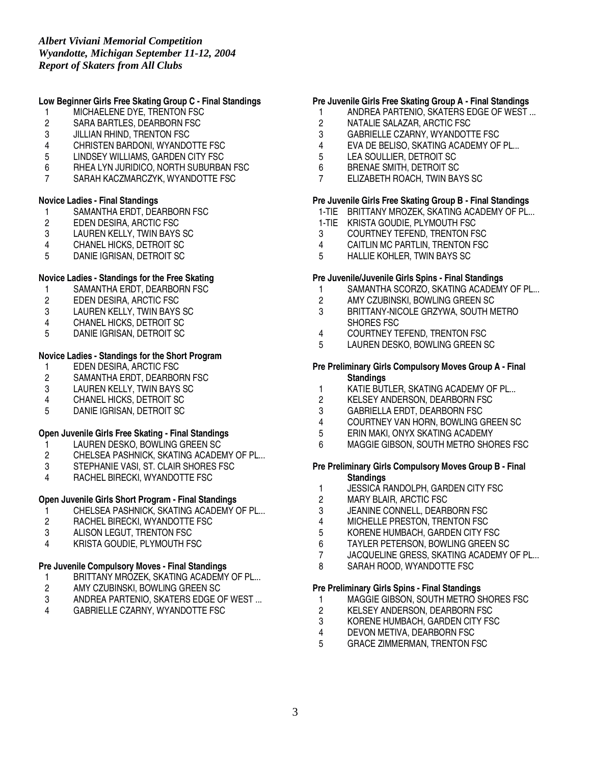*Albert Viviani Memorial Competition*
*Wyandotte, Michigan September 11-12, 2004*
*Report of Skaters from All Clubs*

**Low Beginner Girls Free Skating Group C - Final Standings**

1 MICHAELENE DYE, TRENTON FSC
2 SARA BARTLES, DEARBORN FSC
3 JILLIAN RHIND, TRENTON FSC
4 CHRISTEN BARDONI, WYANDOTTE FSC
5 LINDSEY WILLIAMS, GARDEN CITY FSC
6 RHEA LYN JURIDICO, NORTH SUBURBAN FSC
7 SARAH KACZMARCZYK, WYANDOTTE FSC

**Novice Ladies - Final Standings**

1 SAMANTHA ERDT, DEARBORN FSC
2 EDEN DESIRA, ARCTIC FSC
3 LAUREN KELLY, TWIN BAYS SC
4 CHANEL HICKS, DETROIT SC
5 DANIE IGRISAN, DETROIT SC

**Novice Ladies - Standings for the Free Skating**

1 SAMANTHA ERDT, DEARBORN FSC
2 EDEN DESIRA, ARCTIC FSC
3 LAUREN KELLY, TWIN BAYS SC
4 CHANEL HICKS, DETROIT SC
5 DANIE IGRISAN, DETROIT SC

**Novice Ladies - Standings for the Short Program**

1 EDEN DESIRA, ARCTIC FSC
2 SAMANTHA ERDT, DEARBORN FSC
3 LAUREN KELLY, TWIN BAYS SC
4 CHANEL HICKS, DETROIT SC
5 DANIE IGRISAN, DETROIT SC

**Open Juvenile Girls Free Skating - Final Standings**

1 LAUREN DESKO, BOWLING GREEN SC
2 CHELSEA PASHNICK, SKATING ACADEMY OF PL...
3 STEPHANIE VASI, ST. CLAIR SHORES FSC
4 RACHEL BIRECKI, WYANDOTTE FSC

**Open Juvenile Girls Short Program - Final Standings**

1 CHELSEA PASHNICK, SKATING ACADEMY OF PL...
2 RACHEL BIRECKI, WYANDOTTE FSC
3 ALISON LEGUT, TRENTON FSC
4 KRISTA GOUDIE, PLYMOUTH FSC

**Pre Juvenile Compulsory Moves - Final Standings**

1 BRITTANY MROZEK, SKATING ACADEMY OF PL...
2 AMY CZUBINSKI, BOWLING GREEN SC
3 ANDREA PARTENIO, SKATERS EDGE OF WEST ...
4 GABRIELLE CZARNY, WYANDOTTE FSC

**Pre Juvenile Girls Free Skating Group A - Final Standings**

1 ANDREA PARTENIO, SKATERS EDGE OF WEST ...
2 NATALIE SALAZAR, ARCTIC FSC
3 GABRIELLE CZARNY, WYANDOTTE FSC
4 EVA DE BELISO, SKATING ACADEMY OF PL...
5 LEA SOULLIER, DETROIT SC
6 BRENAE SMITH, DETROIT SC
7 ELIZABETH ROACH, TWIN BAYS SC

**Pre Juvenile Girls Free Skating Group B - Final Standings**

1-TIE BRITTANY MROZEK, SKATING ACADEMY OF PL...
1-TIE KRISTA GOUDIE, PLYMOUTH FSC
3 COURTNEY TEFEND, TRENTON FSC
4 CAITLIN MC PARTLIN, TRENTON FSC
5 HALLIE KOHLER, TWIN BAYS SC

**Pre Juvenile/Juvenile Girls Spins - Final Standings**

1 SAMANTHA SCORZO, SKATING ACADEMY OF PL...
2 AMY CZUBINSKI, BOWLING GREEN SC
3 BRITTANY-NICOLE GRZYWA, SOUTH METRO SHORES FSC
4 COURTNEY TEFEND, TRENTON FSC
5 LAUREN DESKO, BOWLING GREEN SC

**Pre Preliminary Girls Compulsory Moves Group A - Final Standings**

1 KATIE BUTLER, SKATING ACADEMY OF PL...
2 KELSEY ANDERSON, DEARBORN FSC
3 GABRIELLA ERDT, DEARBORN FSC
4 COURTNEY VAN HORN, BOWLING GREEN SC
5 ERIN MAKI, ONYX SKATING ACADEMY
6 MAGGIE GIBSON, SOUTH METRO SHORES FSC

**Pre Preliminary Girls Compulsory Moves Group B - Final Standings**

1 JESSICA RANDOLPH, GARDEN CITY FSC
2 MARY BLAIR, ARCTIC FSC
3 JEANINE CONNELL, DEARBORN FSC
4 MICHELLE PRESTON, TRENTON FSC
5 KORENE HUMBACH, GARDEN CITY FSC
6 TAYLER PETERSON, BOWLING GREEN SC
7 JACQUELINE GRESS, SKATING ACADEMY OF PL...
8 SARAH ROOD, WYANDOTTE FSC

**Pre Preliminary Girls Spins - Final Standings**

1 MAGGIE GIBSON, SOUTH METRO SHORES FSC
2 KELSEY ANDERSON, DEARBORN FSC
3 KORENE HUMBACH, GARDEN CITY FSC
4 DEVON METIVA, DEARBORN FSC
5 GRACE ZIMMERMAN, TRENTON FSC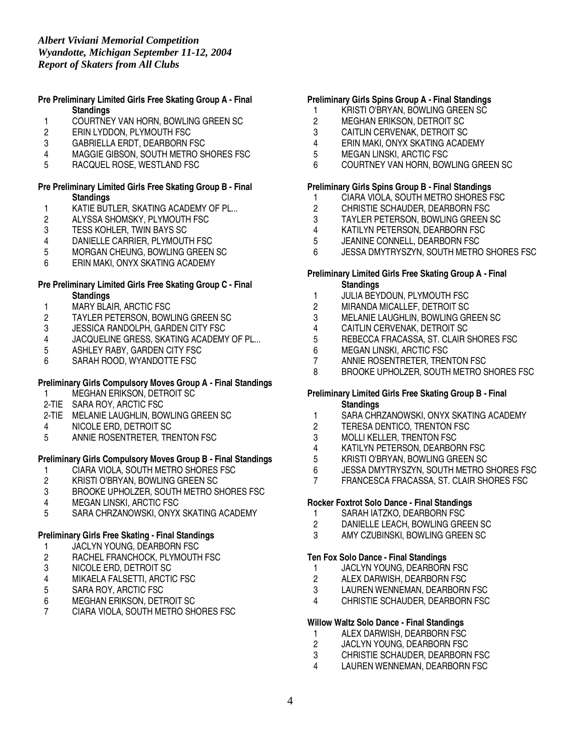*Albert Viviani Memorial Competition*
*Wyandotte, Michigan September 11-12, 2004*
*Report of Skaters from All Clubs*

**Pre Preliminary Limited Girls Free Skating Group A - Final Standings**

1 COURTNEY VAN HORN, BOWLING GREEN SC
2 ERIN LYDDON, PLYMOUTH FSC
3 GABRIELLA ERDT, DEARBORN FSC
4 MAGGIE GIBSON, SOUTH METRO SHORES FSC
5 RACQUEL ROSE, WESTLAND FSC

**Pre Preliminary Limited Girls Free Skating Group B - Final Standings**

1 KATIE BUTLER, SKATING ACADEMY OF PL...
2 ALYSSA SHOMSKY, PLYMOUTH FSC
3 TESS KOHLER, TWIN BAYS SC
4 DANIELLE CARRIER, PLYMOUTH FSC
5 MORGAN CHEUNG, BOWLING GREEN SC
6 ERIN MAKI, ONYX SKATING ACADEMY

**Pre Preliminary Limited Girls Free Skating Group C - Final Standings**

1 MARY BLAIR, ARCTIC FSC
2 TAYLER PETERSON, BOWLING GREEN SC
3 JESSICA RANDOLPH, GARDEN CITY FSC
4 JACQUELINE GRESS, SKATING ACADEMY OF PL...
5 ASHLEY RABY, GARDEN CITY FSC
6 SARAH ROOD, WYANDOTTE FSC

**Preliminary Girls Compulsory Moves Group A - Final Standings**

1 MEGHAN ERIKSON, DETROIT SC
2-TIE SARA ROY, ARCTIC FSC
2-TIE MELANIE LAUGHLIN, BOWLING GREEN SC
4 NICOLE ERD, DETROIT SC
5 ANNIE ROSENTRETER, TRENTON FSC

**Preliminary Girls Compulsory Moves Group B - Final Standings**

1 CIARA VIOLA, SOUTH METRO SHORES FSC
2 KRISTI O'BRYAN, BOWLING GREEN SC
3 BROOKE UPHOLZER, SOUTH METRO SHORES FSC
4 MEGAN LINSKI, ARCTIC FSC
5 SARA CHRZANOWSKI, ONYX SKATING ACADEMY

**Preliminary Girls Free Skating - Final Standings**

1 JACLYN YOUNG, DEARBORN FSC
2 RACHEL FRANCHOCK, PLYMOUTH FSC
3 NICOLE ERD, DETROIT SC
4 MIKAELA FALSETTI, ARCTIC FSC
5 SARA ROY, ARCTIC FSC
6 MEGHAN ERIKSON, DETROIT SC
7 CIARA VIOLA, SOUTH METRO SHORES FSC

**Preliminary Girls Spins Group A - Final Standings**

1 KRISTI O'BRYAN, BOWLING GREEN SC
2 MEGHAN ERIKSON, DETROIT SC
3 CAITLIN CERVENAK, DETROIT SC
4 ERIN MAKI, ONYX SKATING ACADEMY
5 MEGAN LINSKI, ARCTIC FSC
6 COURTNEY VAN HORN, BOWLING GREEN SC

**Preliminary Girls Spins Group B - Final Standings**

1 CIARA VIOLA, SOUTH METRO SHORES FSC
2 CHRISTIE SCHAUDER, DEARBORN FSC
3 TAYLER PETERSON, BOWLING GREEN SC
4 KATILYN PETERSON, DEARBORN FSC
5 JEANINE CONNELL, DEARBORN FSC
6 JESSA DMYTRYSZYN, SOUTH METRO SHORES FSC

**Preliminary Limited Girls Free Skating Group A - Final Standings**

1 JULIA BEYDOUN, PLYMOUTH FSC
2 MIRANDA MICALLEF, DETROIT SC
3 MELANIE LAUGHLIN, BOWLING GREEN SC
4 CAITLIN CERVENAK, DETROIT SC
5 REBECCA FRACASSA, ST. CLAIR SHORES FSC
6 MEGAN LINSKI, ARCTIC FSC
7 ANNIE ROSENTRETER, TRENTON FSC
8 BROOKE UPHOLZER, SOUTH METRO SHORES FSC

**Preliminary Limited Girls Free Skating Group B - Final Standings**

1 SARA CHRZANOWSKI, ONYX SKATING ACADEMY
2 TERESA DENTICO, TRENTON FSC
3 MOLLI KELLER, TRENTON FSC
4 KATILYN PETERSON, DEARBORN FSC
5 KRISTI O'BRYAN, BOWLING GREEN SC
6 JESSA DMYTRYSZYN, SOUTH METRO SHORES FSC
7 FRANCESCA FRACASSA, ST. CLAIR SHORES FSC

**Rocker Foxtrot Solo Dance - Final Standings**

1 SARAH IATZKO, DEARBORN FSC
2 DANIELLE LEACH, BOWLING GREEN SC
3 AMY CZUBINSKI, BOWLING GREEN SC

**Ten Fox Solo Dance - Final Standings**

1 JACLYN YOUNG, DEARBORN FSC
2 ALEX DARWISH, DEARBORN FSC
3 LAUREN WENNEMAN, DEARBORN FSC
4 CHRISTIE SCHAUDER, DEARBORN FSC

**Willow Waltz Solo Dance - Final Standings**

1 ALEX DARWISH, DEARBORN FSC
2 JACLYN YOUNG, DEARBORN FSC
3 CHRISTIE SCHAUDER, DEARBORN FSC
4 LAUREN WENNEMAN, DEARBORN FSC